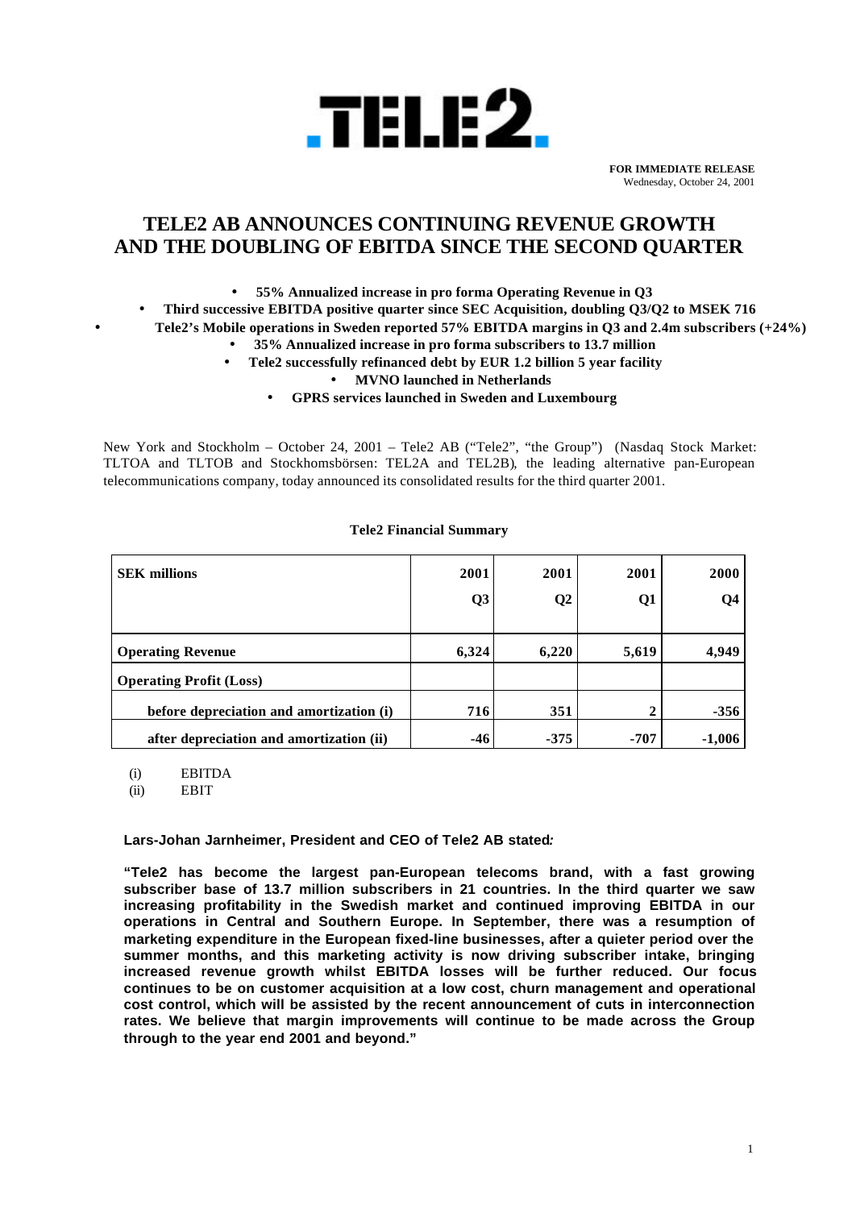**TELE2.**

**FOR IMMEDIATE RELEASE**
Wednesday, October 24, 2001

# TELE2 AB ANNOUNCES CONTINUING REVENUE GROWTH AND THE DOUBLING OF EBITDA SINCE THE SECOND QUARTER

- **55% Annualized increase in pro forma Operating Revenue in Q3**
- **Third successive EBITDA positive quarter since SEC Acquisition, doubling Q3/Q2 to MSEK 716**
- **Tele2's Mobile operations in Sweden reported 57% EBITDA margins in Q3 and 2.4m subscribers (+24%)**
- **35% Annualized increase in pro forma subscribers to 13.7 million**
- **Tele2 successfully refinanced debt by EUR 1.2 billion 5 year facility**
- **MVNO launched in Netherlands**
- **GPRS services launched in Sweden and Luxembourg**

New York and Stockholm – October 24, 2001 – Tele2 AB ("Tele2", "the Group") (Nasdaq Stock Market: TLTOA and TLTOB and Stockhomsbörsen: TEL2A and TEL2B), the leading alternative pan-European telecommunications company, today announced its consolidated results for the third quarter 2001.

**Tele2 Financial Summary**

| **SEK millions** | **2001 Q3** | **2001 Q2** | **2001 Q1** | **2000 Q4** |
|---|---|---|---|---|
| **Operating Revenue** | **6,324** | **6,220** | **5,619** | **4,949** |
| **Operating Profit (Loss)** | | | | |
| **before depreciation and amortization (i)** | **716** | **351** | **2** | **-356** |
| **after depreciation and amortization (ii)** | **-46** | **-375** | **-707** | **-1,006** |

(i) EBITDA
(ii) EBIT

**Lars-Johan Jarnheimer, President and CEO of Tele2 AB stated:**

**"Tele2 has become the largest pan-European telecoms brand, with a fast growing subscriber base of 13.7 million subscribers in 21 countries. In the third quarter we saw increasing profitability in the Swedish market and continued improving EBITDA in our operations in Central and Southern Europe. In September, there was a resumption of marketing expenditure in the European fixed-line businesses, after a quieter period over the summer months, and this marketing activity is now driving subscriber intake, bringing increased revenue growth whilst EBITDA losses will be further reduced. Our focus continues to be on customer acquisition at a low cost, churn management and operational cost control, which will be assisted by the recent announcement of cuts in interconnection rates. We believe that margin improvements will continue to be made across the Group through to the year end 2001 and beyond."**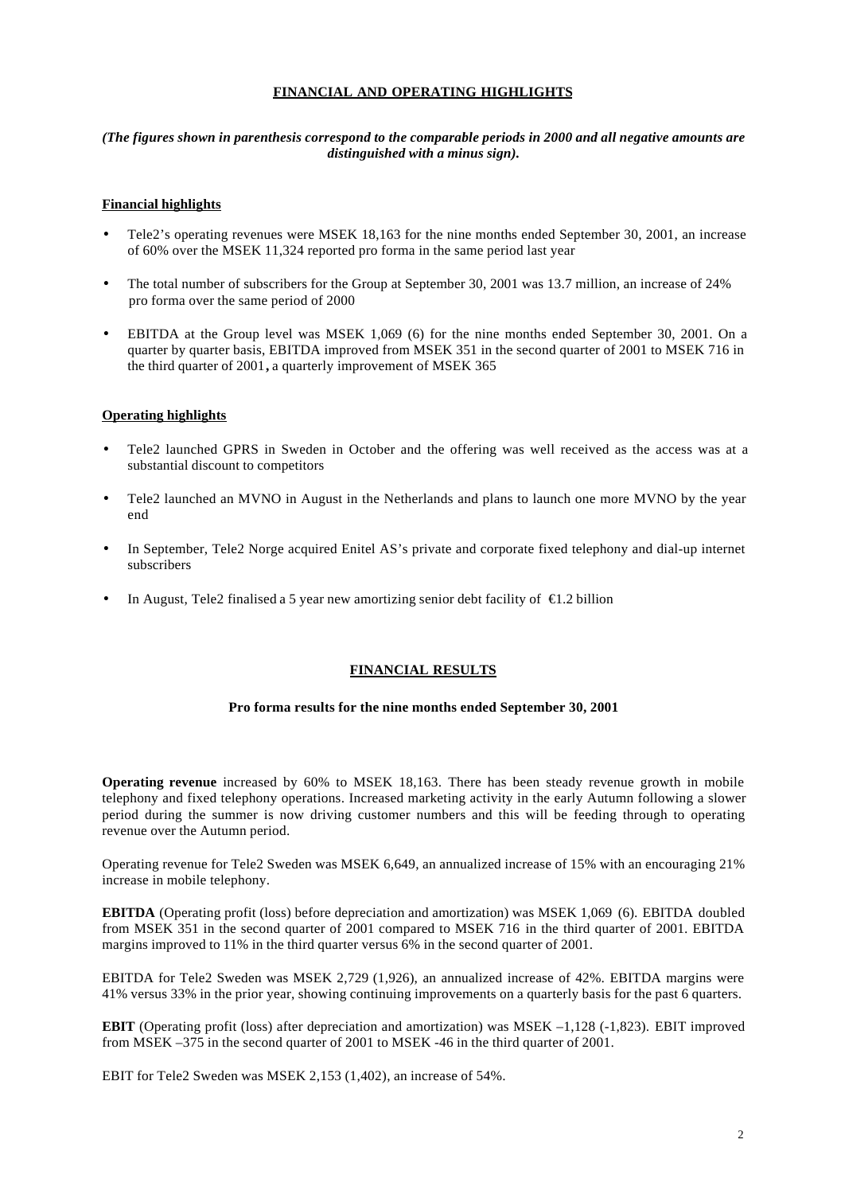## FINANCIAL AND OPERATING HIGHLIGHTS

***(The figures shown in parenthesis correspond to the comparable periods in 2000 and all negative amounts are distinguished with a minus sign).***

### Financial highlights

- Tele2's operating revenues were MSEK 18,163 for the nine months ended September 30, 2001, an increase of 60% over the MSEK 11,324 reported pro forma in the same period last year
- The total number of subscribers for the Group at September 30, 2001 was 13.7 million, an increase of 24% pro forma over the same period of 2000
- EBITDA at the Group level was MSEK 1,069 (6) for the nine months ended September 30, 2001. On a quarter by quarter basis, EBITDA improved from MSEK 351 in the second quarter of 2001 to MSEK 716 in the third quarter of 2001**,** a quarterly improvement of MSEK 365

### Operating highlights

- Tele2 launched GPRS in Sweden in October and the offering was well received as the access was at a substantial discount to competitors
- Tele2 launched an MVNO in August in the Netherlands and plans to launch one more MVNO by the year end
- In September, Tele2 Norge acquired Enitel AS's private and corporate fixed telephony and dial-up internet subscribers
- In August, Tele2 finalised a 5 year new amortizing senior debt facility of €1.2 billion

## FINANCIAL RESULTS

**Pro forma results for the nine months ended September 30, 2001**

**Operating revenue** increased by 60% to MSEK 18,163. There has been steady revenue growth in mobile telephony and fixed telephony operations. Increased marketing activity in the early Autumn following a slower period during the summer is now driving customer numbers and this will be feeding through to operating revenue over the Autumn period.

Operating revenue for Tele2 Sweden was MSEK 6,649, an annualized increase of 15% with an encouraging 21% increase in mobile telephony.

**EBITDA** (Operating profit (loss) before depreciation and amortization) was MSEK 1,069 (6). EBITDA doubled from MSEK 351 in the second quarter of 2001 compared to MSEK 716 in the third quarter of 2001. EBITDA margins improved to 11% in the third quarter versus 6% in the second quarter of 2001.

EBITDA for Tele2 Sweden was MSEK 2,729 (1,926), an annualized increase of 42%. EBITDA margins were 41% versus 33% in the prior year, showing continuing improvements on a quarterly basis for the past 6 quarters.

**EBIT** (Operating profit (loss) after depreciation and amortization) was MSEK –1,128 (-1,823). EBIT improved from MSEK –375 in the second quarter of 2001 to MSEK -46 in the third quarter of 2001.

EBIT for Tele2 Sweden was MSEK 2,153 (1,402), an increase of 54%.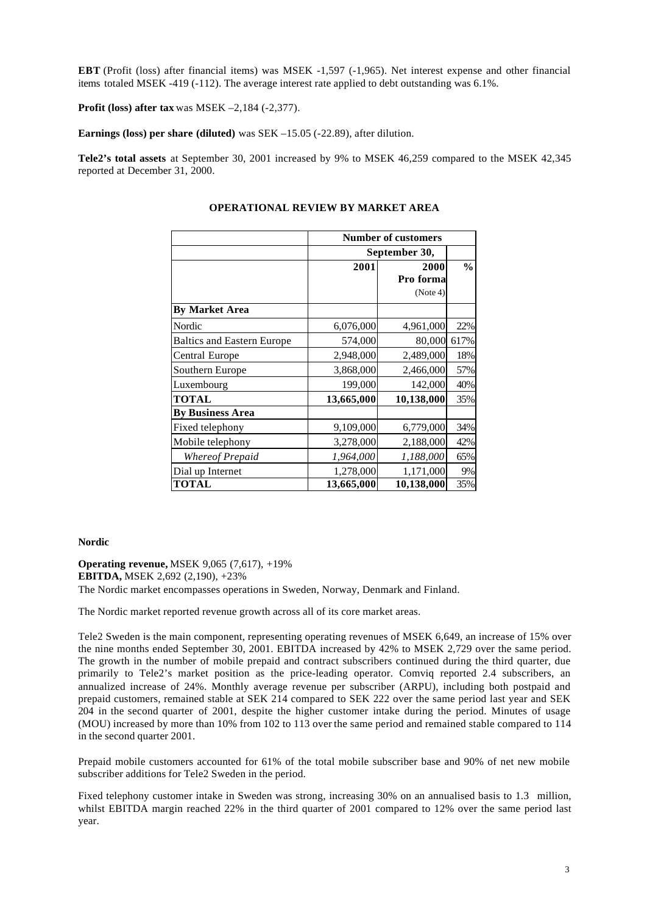**EBT** (Profit (loss) after financial items) was MSEK -1,597 (-1,965). Net interest expense and other financial items totaled MSEK -419 (-112). The average interest rate applied to debt outstanding was 6.1%.

**Profit (loss) after tax** was MSEK –2,184 (-2,377).

**Earnings (loss) per share (diluted)** was SEK –15.05 (-22.89), after dilution.

**Tele2's total assets** at September 30, 2001 increased by 9% to MSEK 46,259 compared to the MSEK 42,345 reported at December 31, 2000.

## OPERATIONAL REVIEW BY MARKET AREA

| | Number of customers | | |
|---|---|---|---|
| | September 30, | | |
| | 2001 | 2000 Pro forma (Note 4) | % |
| **By Market Area** | | | |
| Nordic | 6,076,000 | 4,961,000 | 22% |
| Baltics and Eastern Europe | 574,000 | 80,000 | 617% |
| Central Europe | 2,948,000 | 2,489,000 | 18% |
| Southern Europe | 3,868,000 | 2,466,000 | 57% |
| Luxembourg | 199,000 | 142,000 | 40% |
| **TOTAL** | **13,665,000** | **10,138,000** | 35% |
| **By Business Area** | | | |
| Fixed telephony | 9,109,000 | 6,779,000 | 34% |
| Mobile telephony | 3,278,000 | 2,188,000 | 42% |
| *Whereof Prepaid* | *1,964,000* | *1,188,000* | 65% |
| Dial up Internet | 1,278,000 | 1,171,000 | 9% |
| **TOTAL** | **13,665,000** | **10,138,000** | 35% |

**Nordic**

**Operating revenue,** MSEK 9,065 (7,617), +19%
**EBITDA,** MSEK 2,692 (2,190), +23%
The Nordic market encompasses operations in Sweden, Norway, Denmark and Finland.

The Nordic market reported revenue growth across all of its core market areas.

Tele2 Sweden is the main component, representing operating revenues of MSEK 6,649, an increase of 15% over the nine months ended September 30, 2001. EBITDA increased by 42% to MSEK 2,729 over the same period. The growth in the number of mobile prepaid and contract subscribers continued during the third quarter, due primarily to Tele2's market position as the price-leading operator. Comviq reported 2.4 subscribers, an annualized increase of 24%. Monthly average revenue per subscriber (ARPU), including both postpaid and prepaid customers, remained stable at SEK 214 compared to SEK 222 over the same period last year and SEK 204 in the second quarter of 2001, despite the higher customer intake during the period. Minutes of usage (MOU) increased by more than 10% from 102 to 113 over the same period and remained stable compared to 114 in the second quarter 2001.

Prepaid mobile customers accounted for 61% of the total mobile subscriber base and 90% of net new mobile subscriber additions for Tele2 Sweden in the period.

Fixed telephony customer intake in Sweden was strong, increasing 30% on an annualised basis to 1.3 million, whilst EBITDA margin reached 22% in the third quarter of 2001 compared to 12% over the same period last year.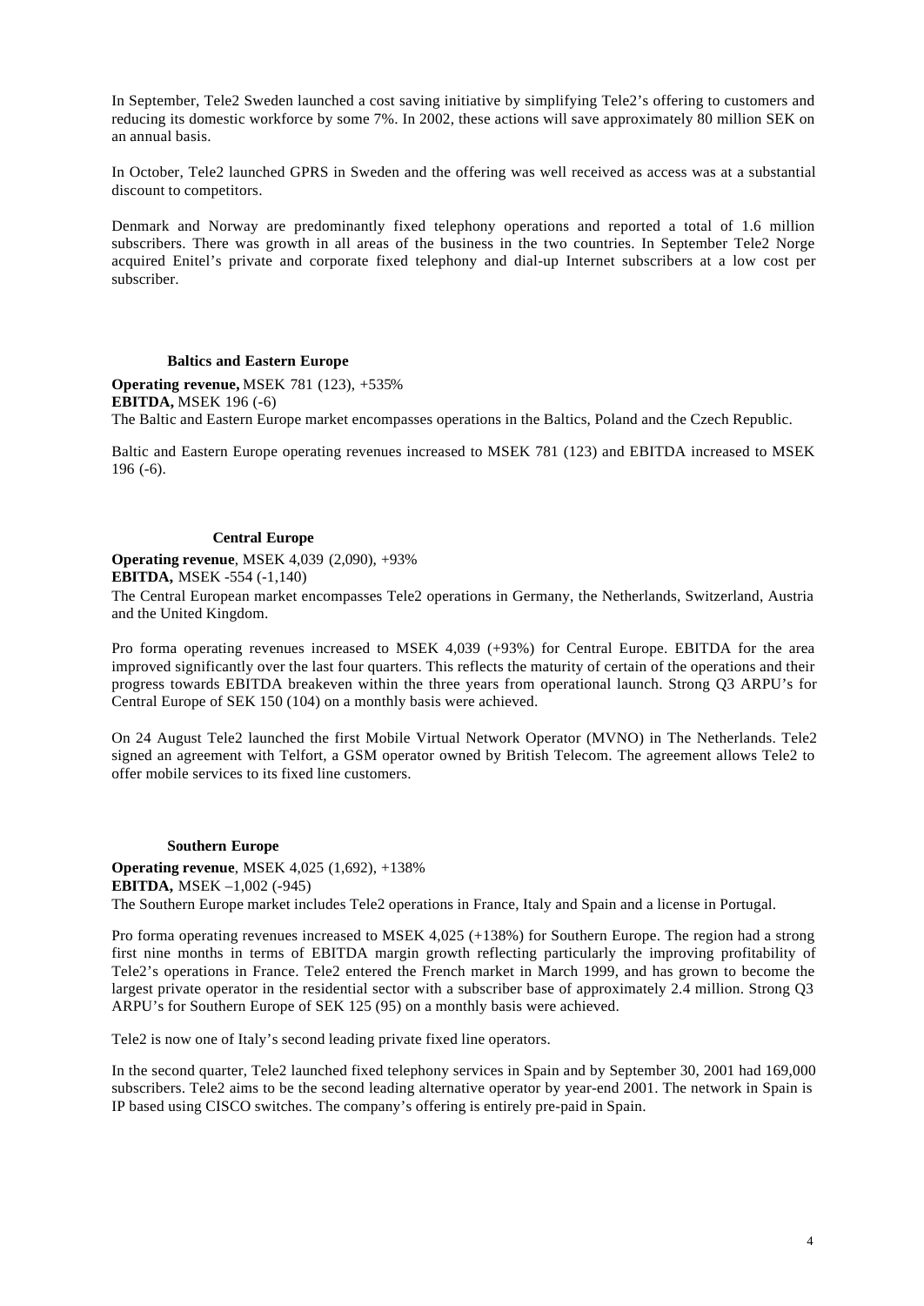In September, Tele2 Sweden launched a cost saving initiative by simplifying Tele2's offering to customers and reducing its domestic workforce by some 7%. In 2002, these actions will save approximately 80 million SEK on an annual basis.

In October, Tele2 launched GPRS in Sweden and the offering was well received as access was at a substantial discount to competitors.

Denmark and Norway are predominantly fixed telephony operations and reported a total of 1.6 million subscribers. There was growth in all areas of the business in the two countries. In September Tele2 Norge acquired Enitel's private and corporate fixed telephony and dial-up Internet subscribers at a low cost per subscriber.

### Baltics and Eastern Europe

**Operating revenue,** MSEK 781 (123), +535%
**EBITDA,** MSEK 196 (-6)
The Baltic and Eastern Europe market encompasses operations in the Baltics, Poland and the Czech Republic.

Baltic and Eastern Europe operating revenues increased to MSEK 781 (123) and EBITDA increased to MSEK 196 (-6).

### Central Europe

**Operating revenue**, MSEK 4,039 (2,090), +93%
**EBITDA,** MSEK -554 (-1,140)
The Central European market encompasses Tele2 operations in Germany, the Netherlands, Switzerland, Austria and the United Kingdom.

Pro forma operating revenues increased to MSEK 4,039 (+93%) for Central Europe. EBITDA for the area improved significantly over the last four quarters. This reflects the maturity of certain of the operations and their progress towards EBITDA breakeven within the three years from operational launch. Strong Q3 ARPU's for Central Europe of SEK 150 (104) on a monthly basis were achieved.

On 24 August Tele2 launched the first Mobile Virtual Network Operator (MVNO) in The Netherlands. Tele2 signed an agreement with Telfort, a GSM operator owned by British Telecom. The agreement allows Tele2 to offer mobile services to its fixed line customers.

### Southern Europe

**Operating revenue**, MSEK 4,025 (1,692), +138%
**EBITDA,** MSEK –1,002 (-945)
The Southern Europe market includes Tele2 operations in France, Italy and Spain and a license in Portugal.

Pro forma operating revenues increased to MSEK 4,025 (+138%) for Southern Europe. The region had a strong first nine months in terms of EBITDA margin growth reflecting particularly the improving profitability of Tele2's operations in France. Tele2 entered the French market in March 1999, and has grown to become the largest private operator in the residential sector with a subscriber base of approximately 2.4 million. Strong Q3 ARPU's for Southern Europe of SEK 125 (95) on a monthly basis were achieved.

Tele2 is now one of Italy's second leading private fixed line operators.

In the second quarter, Tele2 launched fixed telephony services in Spain and by September 30, 2001 had 169,000 subscribers. Tele2 aims to be the second leading alternative operator by year-end 2001. The network in Spain is IP based using CISCO switches. The company's offering is entirely pre-paid in Spain.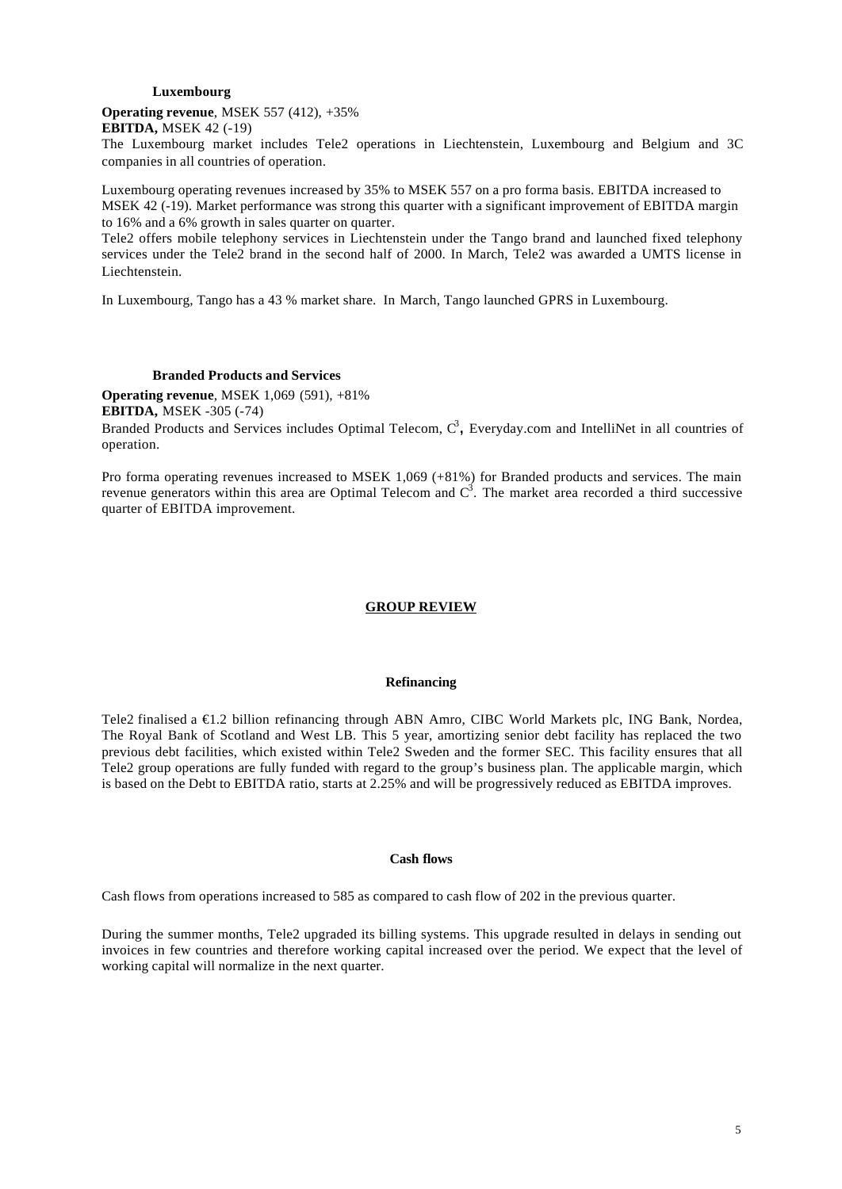### Luxembourg

**Operating revenue**, MSEK 557 (412), +35%
**EBITDA,** MSEK 42 (-19)
The Luxembourg market includes Tele2 operations in Liechtenstein, Luxembourg and Belgium and 3C companies in all countries of operation.

Luxembourg operating revenues increased by 35% to MSEK 557 on a pro forma basis. EBITDA increased to MSEK 42 (-19). Market performance was strong this quarter with a significant improvement of EBITDA margin to 16% and a 6% growth in sales quarter on quarter.
Tele2 offers mobile telephony services in Liechtenstein under the Tango brand and launched fixed telephony services under the Tele2 brand in the second half of 2000. In March, Tele2 was awarded a UMTS license in Liechtenstein.

In Luxembourg, Tango has a 43 % market share. In March, Tango launched GPRS in Luxembourg.

### Branded Products and Services

**Operating revenue**, MSEK 1,069 (591), +81%
**EBITDA,** MSEK -305 (-74)
Branded Products and Services includes Optimal Telecom, C[3]**,** Everyday.com and IntelliNet in all countries of operation.

Pro forma operating revenues increased to MSEK 1,069 (+81%) for Branded products and services. The main revenue generators within this area are Optimal Telecom and C[3]. The market area recorded a third successive quarter of EBITDA improvement.

## GROUP REVIEW

### Refinancing

Tele2 finalised a €1.2 billion refinancing through ABN Amro, CIBC World Markets plc, ING Bank, Nordea, The Royal Bank of Scotland and West LB. This 5 year, amortizing senior debt facility has replaced the two previous debt facilities, which existed within Tele2 Sweden and the former SEC. This facility ensures that all Tele2 group operations are fully funded with regard to the group's business plan. The applicable margin, which is based on the Debt to EBITDA ratio, starts at 2.25% and will be progressively reduced as EBITDA improves.

### Cash flows

Cash flows from operations increased to 585 as compared to cash flow of 202 in the previous quarter.

During the summer months, Tele2 upgraded its billing systems. This upgrade resulted in delays in sending out invoices in few countries and therefore working capital increased over the period. We expect that the level of working capital will normalize in the next quarter.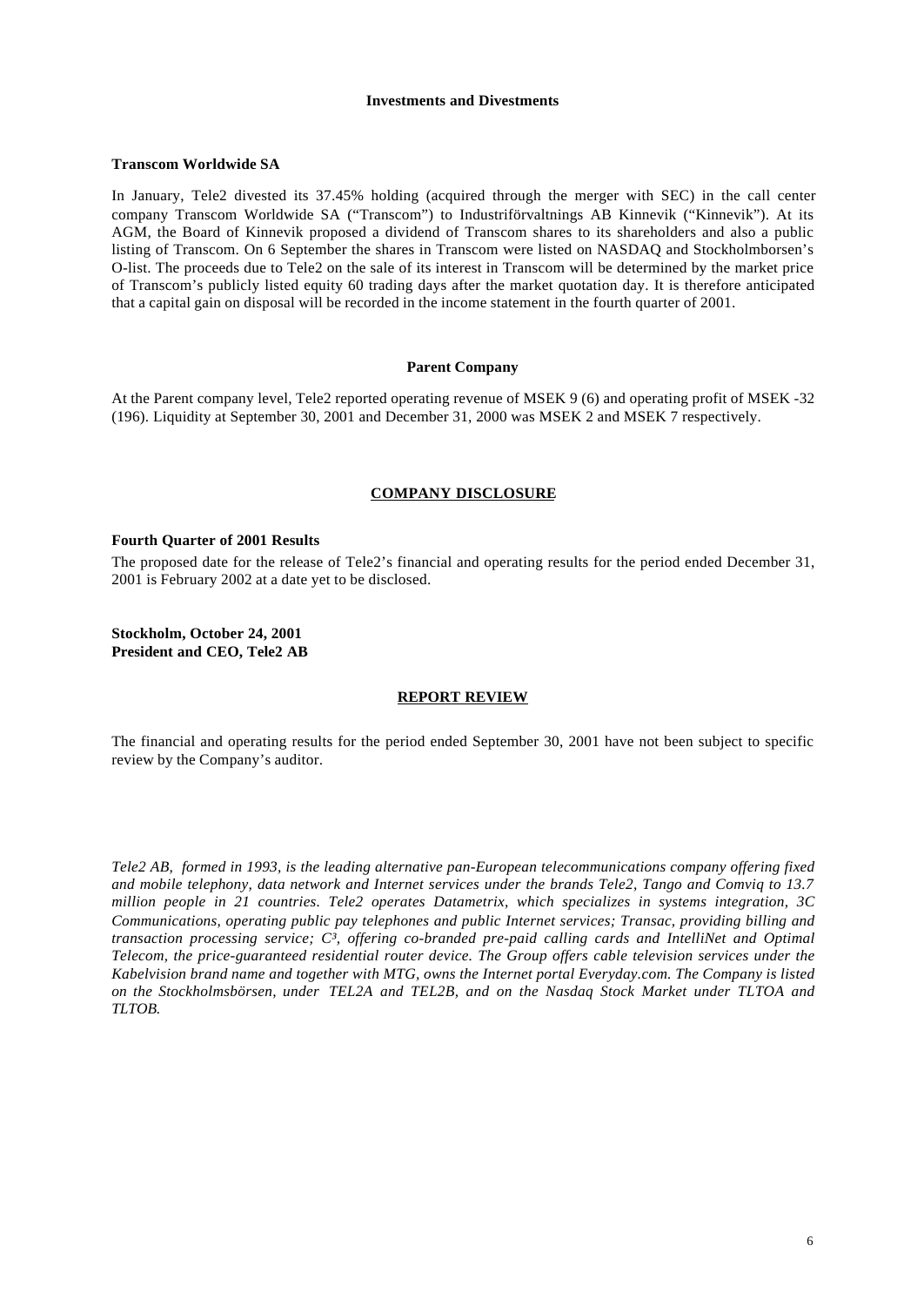## Investments and Divestments

**Transcom Worldwide SA**

In January, Tele2 divested its 37.45% holding (acquired through the merger with SEC) in the call center company Transcom Worldwide SA ("Transcom") to Industriförvaltnings AB Kinnevik ("Kinnevik"). At its AGM, the Board of Kinnevik proposed a dividend of Transcom shares to its shareholders and also a public listing of Transcom. On 6 September the shares in Transcom were listed on NASDAQ and Stockholmborsen's O-list. The proceeds due to Tele2 on the sale of its interest in Transcom will be determined by the market price of Transcom's publicly listed equity 60 trading days after the market quotation day. It is therefore anticipated that a capital gain on disposal will be recorded in the income statement in the fourth quarter of 2001.

## Parent Company

At the Parent company level, Tele2 reported operating revenue of MSEK 9 (6) and operating profit of MSEK -32 (196). Liquidity at September 30, 2001 and December 31, 2000 was MSEK 2 and MSEK 7 respectively.

## COMPANY DISCLOSURE

**Fourth Quarter of 2001 Results**

The proposed date for the release of Tele2's financial and operating results for the period ended December 31, 2001 is February 2002 at a date yet to be disclosed.

**Stockholm, October 24, 2001**
**President and CEO, Tele2 AB**

## REPORT REVIEW

The financial and operating results for the period ended September 30, 2001 have not been subject to specific review by the Company's auditor.

*Tele2 AB, formed in 1993, is the leading alternative pan-European telecommunications company offering fixed and mobile telephony, data network and Internet services under the brands Tele2, Tango and Comviq to 13.7 million people in 21 countries. Tele2 operates Datametrix, which specializes in systems integration, 3C Communications, operating public pay telephones and public Internet services; Transac, providing billing and transaction processing service; C³, offering co-branded pre-paid calling cards and IntelliNet and Optimal Telecom, the price-guaranteed residential router device. The Group offers cable television services under the Kabelvision brand name and together with MTG, owns the Internet portal Everyday.com. The Company is listed on the Stockholmsbörsen, under TEL2A and TEL2B, and on the Nasdaq Stock Market under TLTOA and TLTOB.*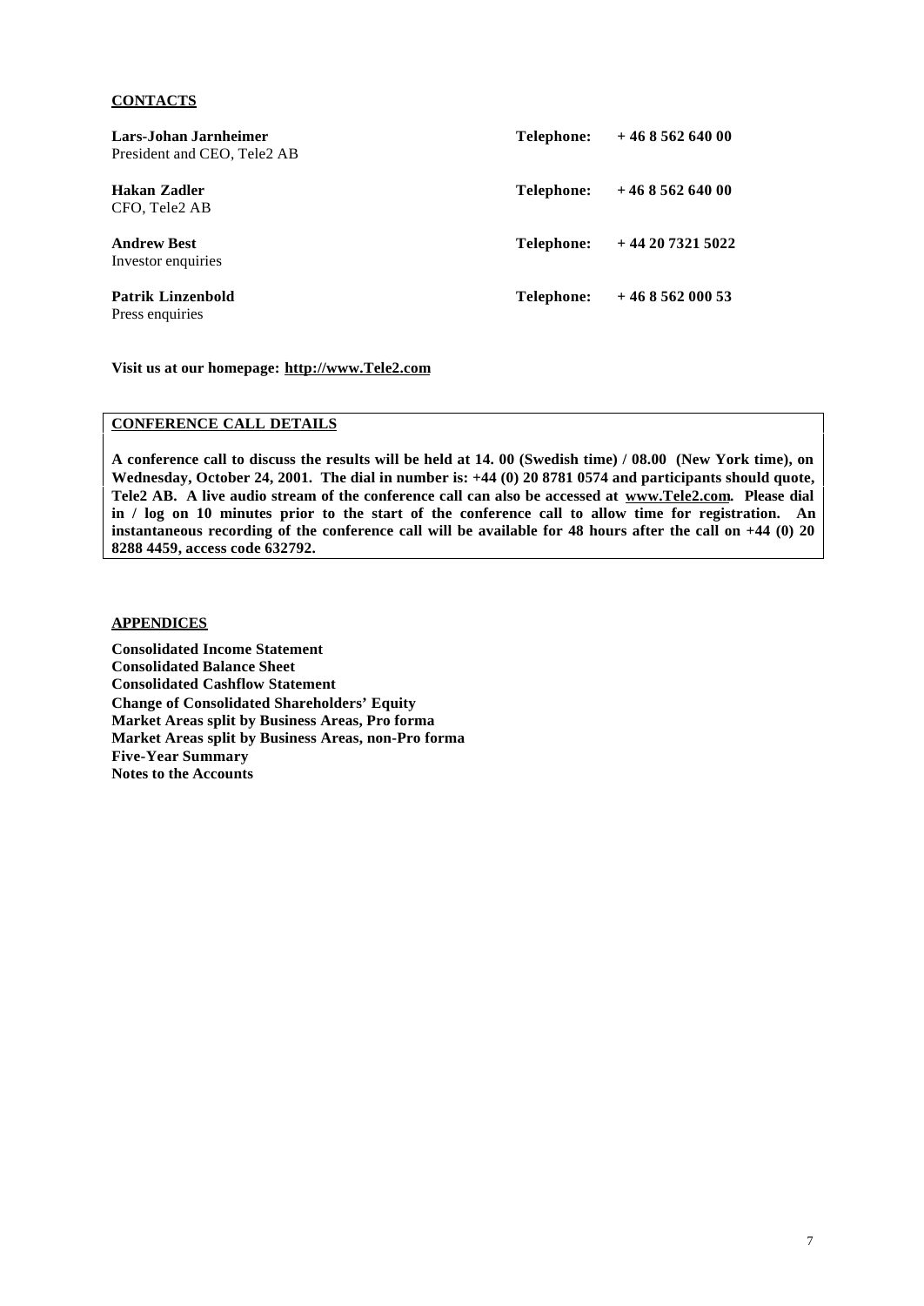**CONTACTS**

| | | |
|---|---|---|
| **Lars-Johan Jarnheimer**<br>President and CEO, Tele2 AB | **Telephone:** | **+ 46 8 562 640 00** |
| **Hakan Zadler**<br>CFO, Tele2 AB | **Telephone:** | **+ 46 8 562 640 00** |
| **Andrew Best**<br>Investor enquiries | **Telephone:** | **+ 44 20 7321 5022** |
| **Patrik Linzenbold**<br>Press enquiries | **Telephone:** | **+ 46 8 562 000 53** |

**Visit us at our homepage: http://www.Tele2.com**

**CONFERENCE CALL DETAILS**

**A conference call to discuss the results will be held at 14. 00 (Swedish time) / 08.00 (New York time), on Wednesday, October 24, 2001. The dial in number is: +44 (0) 20 8781 0574 and participants should quote, Tele2 AB. A live audio stream of the conference call can also be accessed at www.Tele2.com. Please dial in / log on 10 minutes prior to the start of the conference call to allow time for registration. An instantaneous recording of the conference call will be available for 48 hours after the call on +44 (0) 20 8288 4459, access code 632792.**

**APPENDICES**

**Consolidated Income Statement**
**Consolidated Balance Sheet**
**Consolidated Cashflow Statement**
**Change of Consolidated Shareholders' Equity**
**Market Areas split by Business Areas, Pro forma**
**Market Areas split by Business Areas, non-Pro forma**
**Five-Year Summary**
**Notes to the Accounts**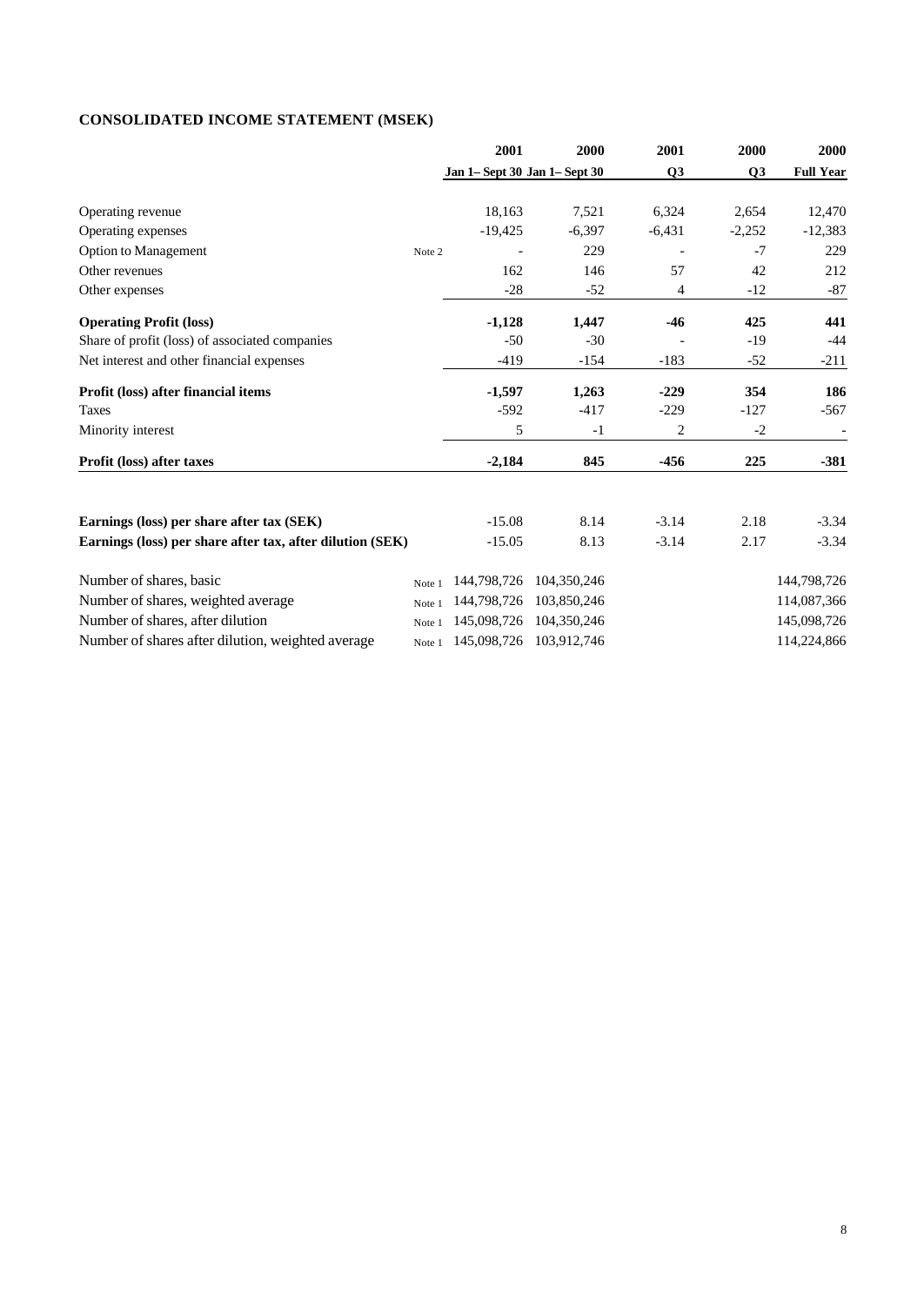## CONSOLIDATED INCOME STATEMENT (MSEK)

| | | 2001 | 2000 | 2001 | 2000 | 2000 |
|---|---|---|---|---|---|---|
| | | Jan 1– Sept 30 | Jan 1– Sept 30 | Q3 | Q3 | Full Year |
| Operating revenue | | 18,163 | 7,521 | 6,324 | 2,654 | 12,470 |
| Operating expenses | | -19,425 | -6,397 | -6,431 | -2,252 | -12,383 |
| Option to Management | Note 2 | - | 229 | - | -7 | 229 |
| Other revenues | | 162 | 146 | 57 | 42 | 212 |
| Other expenses | | -28 | -52 | 4 | -12 | -87 |
| **Operating Profit (loss)** | | **-1,128** | **1,447** | **-46** | **425** | **441** |
| Share of profit (loss) of associated companies | | -50 | -30 | - | -19 | -44 |
| Net interest and other financial expenses | | -419 | -154 | -183 | -52 | -211 |
| **Profit (loss) after financial items** | | **-1,597** | **1,263** | **-229** | **354** | **186** |
| Taxes | | -592 | -417 | -229 | -127 | -567 |
| Minority interest | | 5 | -1 | 2 | -2 | - |
| **Profit (loss) after taxes** | | **-2,184** | **845** | **-456** | **225** | **-381** |
| | | | | | | |
| **Earnings (loss) per share after tax (SEK)** | | -15.08 | 8.14 | -3.14 | 2.18 | -3.34 |
| **Earnings (loss) per share after tax, after dilution (SEK)** | | -15.05 | 8.13 | -3.14 | 2.17 | -3.34 |
| | | | | | | |
| Number of shares, basic | Note 1 | 144,798,726 | 104,350,246 | | | 144,798,726 |
| Number of shares, weighted average | Note 1 | 144,798,726 | 103,850,246 | | | 114,087,366 |
| Number of shares, after dilution | Note 1 | 145,098,726 | 104,350,246 | | | 145,098,726 |
| Number of shares after dilution, weighted average | Note 1 | 145,098,726 | 103,912,746 | | | 114,224,866 |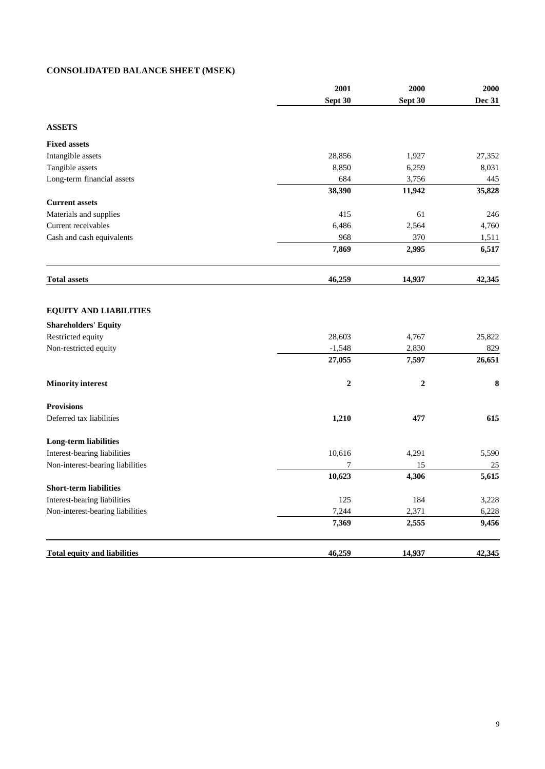## CONSOLIDATED BALANCE SHEET (MSEK)

| | 2001 Sept 30 | 2000 Sept 30 | 2000 Dec 31 |
|---|---|---|---|
| **ASSETS** | | | |
| **Fixed assets** | | | |
| Intangible assets | 28,856 | 1,927 | 27,352 |
| Tangible assets | 8,850 | 6,259 | 8,031 |
| Long-term financial assets | 684 | 3,756 | 445 |
| | **38,390** | **11,942** | **35,828** |
| **Current assets** | | | |
| Materials and supplies | 415 | 61 | 246 |
| Current receivables | 6,486 | 2,564 | 4,760 |
| Cash and cash equivalents | 968 | 370 | 1,511 |
| | **7,869** | **2,995** | **6,517** |
| **Total assets** | **46,259** | **14,937** | **42,345** |
| **EQUITY AND LIABILITIES** | | | |
| **Shareholders' Equity** | | | |
| Restricted equity | 28,603 | 4,767 | 25,822 |
| Non-restricted equity | -1,548 | 2,830 | 829 |
| | **27,055** | **7,597** | **26,651** |
| **Minority interest** | **2** | **2** | **8** |
| **Provisions** | | | |
| Deferred tax liabilities | **1,210** | **477** | **615** |
| **Long-term liabilities** | | | |
| Interest-bearing liabilities | 10,616 | 4,291 | 5,590 |
| Non-interest-bearing liabilities | 7 | 15 | 25 |
| | **10,623** | **4,306** | **5,615** |
| **Short-term liabilities** | | | |
| Interest-bearing liabilities | 125 | 184 | 3,228 |
| Non-interest-bearing liabilities | 7,244 | 2,371 | 6,228 |
| | **7,369** | **2,555** | **9,456** |
| **Total equity and liabilities** | **46,259** | **14,937** | **42,345** |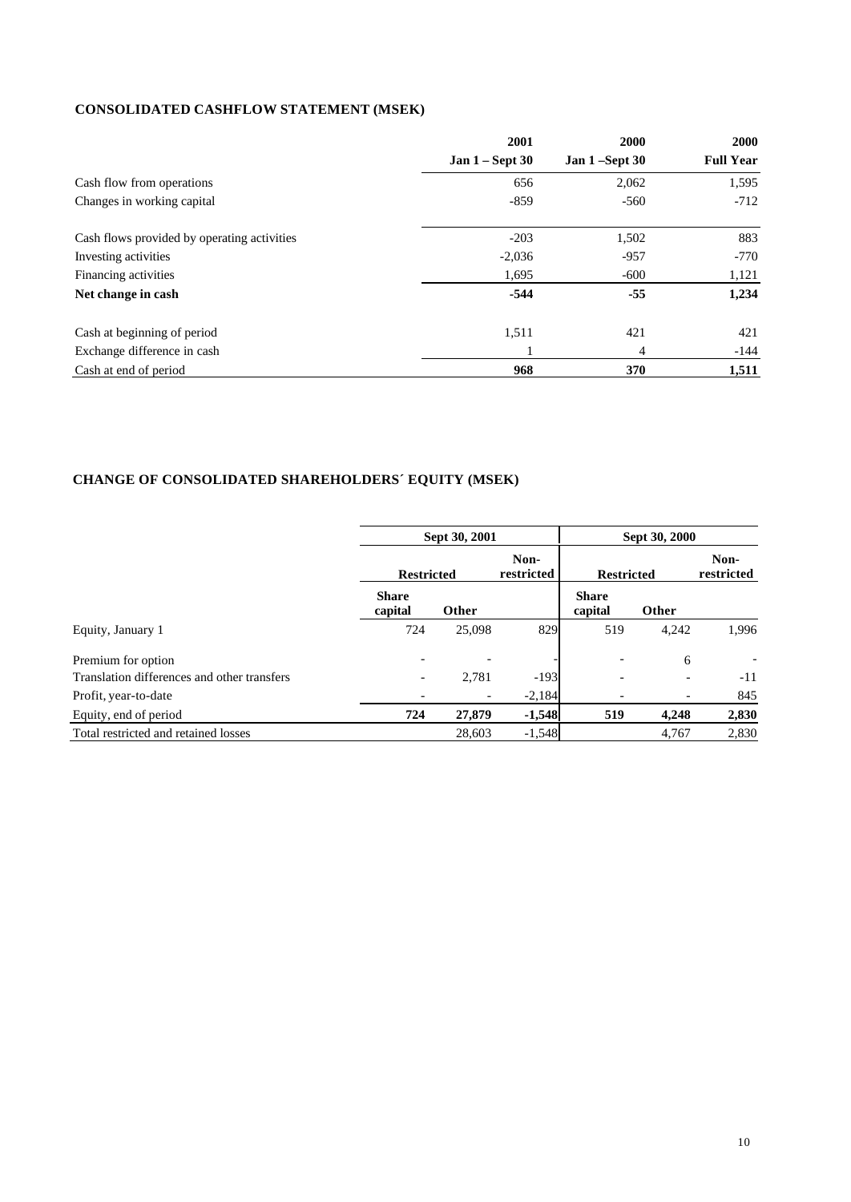## CONSOLIDATED CASHFLOW STATEMENT (MSEK)

| | 2001<br>Jan 1 – Sept 30 | 2000<br>Jan 1 –Sept 30 | 2000<br>Full Year |
|---|---|---|---|
| Cash flow from operations | 656 | 2,062 | 1,595 |
| Changes in working capital | -859 | -560 | -712 |
| Cash flows provided by operating activities | -203 | 1,502 | 883 |
| Investing activities | -2,036 | -957 | -770 |
| Financing activities | 1,695 | -600 | 1,121 |
| **Net change in cash** | **-544** | **-55** | **1,234** |
| Cash at beginning of period | 1,511 | 421 | 421 |
| Exchange difference in cash | 1 | 4 | -144 |
| Cash at end of period | **968** | **370** | **1,511** |

## CHANGE OF CONSOLIDATED SHAREHOLDERS´ EQUITY (MSEK)

| | Sept 30, 2001 | | | Sept 30, 2000 | | |
|---|---|---|---|---|---|---|
| | Restricted | | Non-restricted | Restricted | | Non-restricted |
| | Share capital | Other | | Share capital | Other | |
| Equity, January 1 | 724 | 25,098 | 829 | 519 | 4,242 | 1,996 |
| Premium for option | - | - | - | - | 6 | - |
| Translation differences and other transfers | - | 2,781 | -193 | - | - | -11 |
| Profit, year-to-date | - | - | -2,184 | - | - | 845 |
| Equity, end of period | **724** | **27,879** | **-1,548** | **519** | **4,248** | **2,830** |
| Total restricted and retained losses | | 28,603 | -1,548 | | 4,767 | 2,830 |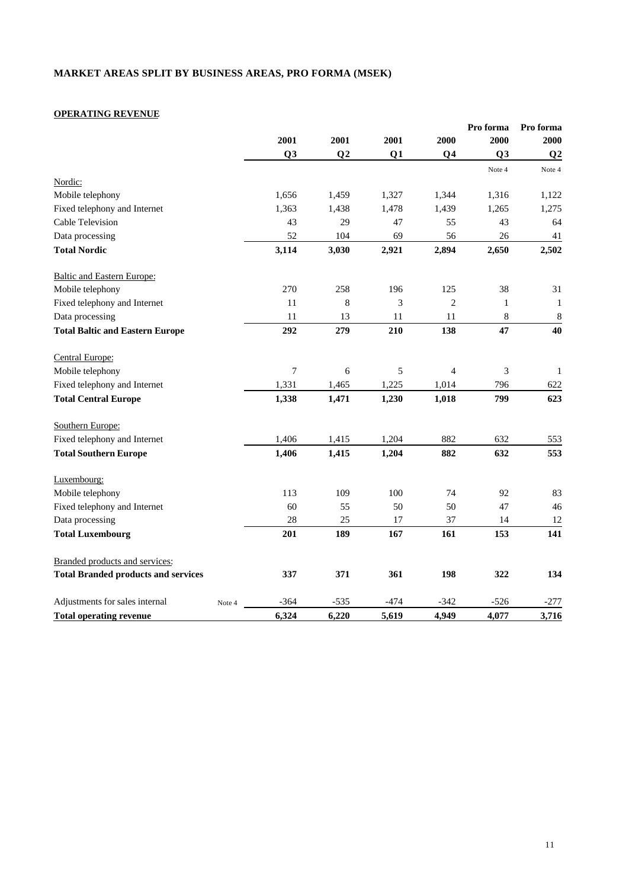# MARKET AREAS SPLIT BY BUSINESS AREAS, PRO FORMA (MSEK)

## OPERATING REVENUE

| | | 2001 Q3 | 2001 Q2 | 2001 Q1 | 2000 Q4 | Pro forma 2000 Q3 | Pro forma 2000 Q2 |
|---|---|---|---|---|---|---|---|
| | | | | | | Note 4 | Note 4 |
| Nordic: | | | | | | | |
| Mobile telephony | | 1,656 | 1,459 | 1,327 | 1,344 | 1,316 | 1,122 |
| Fixed telephony and Internet | | 1,363 | 1,438 | 1,478 | 1,439 | 1,265 | 1,275 |
| Cable Television | | 43 | 29 | 47 | 55 | 43 | 64 |
| Data processing | | 52 | 104 | 69 | 56 | 26 | 41 |
| **Total Nordic** | | **3,114** | **3,030** | **2,921** | **2,894** | **2,650** | **2,502** |
| Baltic and Eastern Europe: | | | | | | | |
| Mobile telephony | | 270 | 258 | 196 | 125 | 38 | 31 |
| Fixed telephony and Internet | | 11 | 8 | 3 | 2 | 1 | 1 |
| Data processing | | 11 | 13 | 11 | 11 | 8 | 8 |
| **Total Baltic and Eastern Europe** | | **292** | **279** | **210** | **138** | **47** | **40** |
| Central Europe: | | | | | | | |
| Mobile telephony | | 7 | 6 | 5 | 4 | 3 | 1 |
| Fixed telephony and Internet | | 1,331 | 1,465 | 1,225 | 1,014 | 796 | 622 |
| **Total Central Europe** | | **1,338** | **1,471** | **1,230** | **1,018** | **799** | **623** |
| Southern Europe: | | | | | | | |
| Fixed telephony and Internet | | 1,406 | 1,415 | 1,204 | 882 | 632 | 553 |
| **Total Southern Europe** | | **1,406** | **1,415** | **1,204** | **882** | **632** | **553** |
| Luxembourg: | | | | | | | |
| Mobile telephony | | 113 | 109 | 100 | 74 | 92 | 83 |
| Fixed telephony and Internet | | 60 | 55 | 50 | 50 | 47 | 46 |
| Data processing | | 28 | 25 | 17 | 37 | 14 | 12 |
| **Total Luxembourg** | | **201** | **189** | **167** | **161** | **153** | **141** |
| Branded products and services: | | | | | | | |
| **Total Branded products and services** | | **337** | **371** | **361** | **198** | **322** | **134** |
| Adjustments for sales internal | Note 4 | -364 | -535 | -474 | -342 | -526 | -277 |
| **Total operating revenue** | | **6,324** | **6,220** | **5,619** | **4,949** | **4,077** | **3,716** |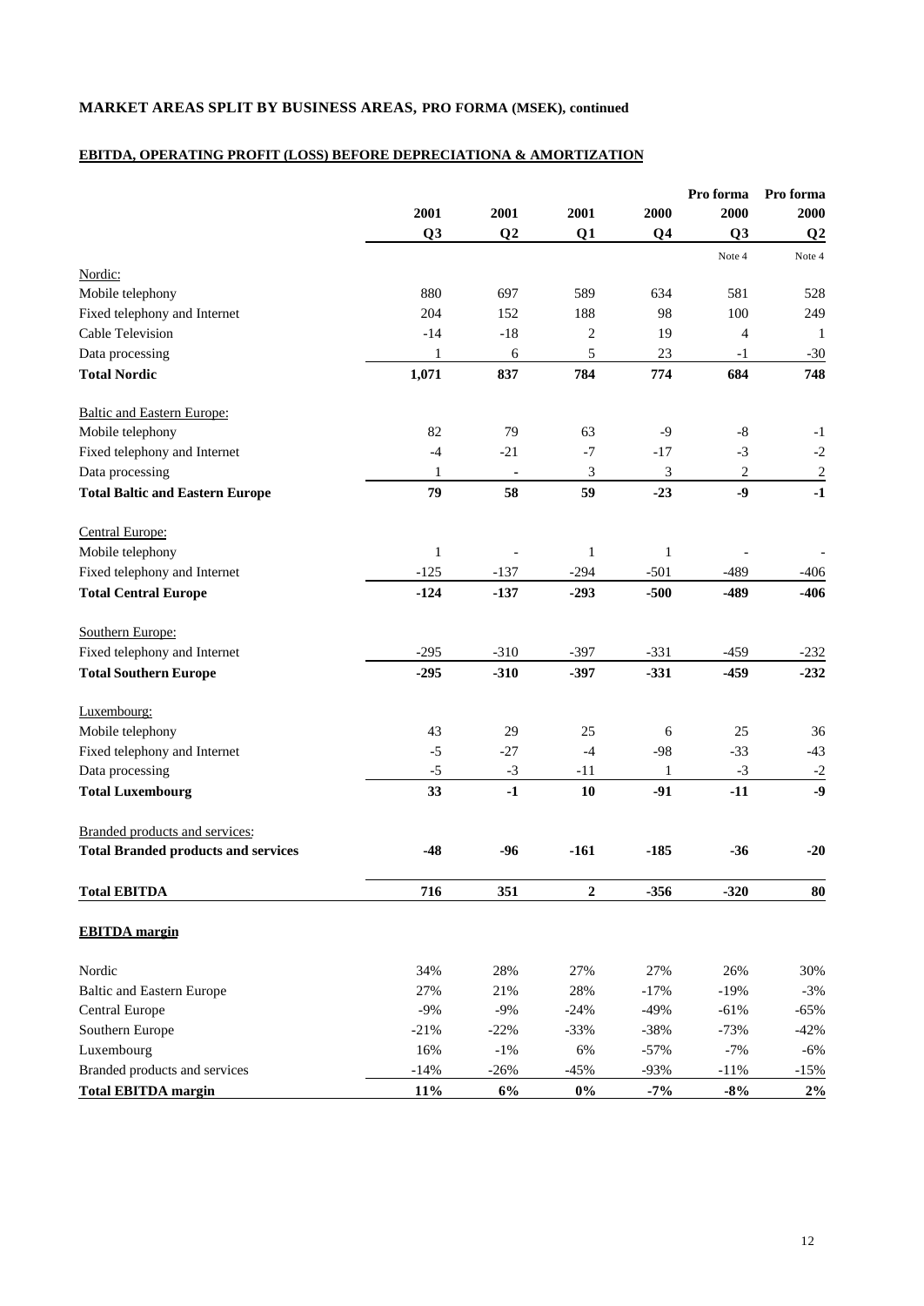**MARKET AREAS SPLIT BY BUSINESS AREAS, PRO FORMA (MSEK), continued**

**EBITDA, OPERATING PROFIT (LOSS) BEFORE DEPRECIATIONA & AMORTIZATION**

| | 2001 Q3 | 2001 Q2 | 2001 Q1 | 2000 Q4 | Pro forma 2000 Q3 Note 4 | Pro forma 2000 Q2 Note 4 |
|---|---|---|---|---|---|---|
| Nordic: | | | | | | |
| Mobile telephony | 880 | 697 | 589 | 634 | 581 | 528 |
| Fixed telephony and Internet | 204 | 152 | 188 | 98 | 100 | 249 |
| Cable Television | -14 | -18 | 2 | 19 | 4 | 1 |
| Data processing | 1 | 6 | 5 | 23 | -1 | -30 |
| **Total Nordic** | **1,071** | **837** | **784** | **774** | **684** | **748** |
| Baltic and Eastern Europe: | | | | | | |
| Mobile telephony | 82 | 79 | 63 | -9 | -8 | -1 |
| Fixed telephony and Internet | -4 | -21 | -7 | -17 | -3 | -2 |
| Data processing | 1 | - | 3 | 3 | 2 | 2 |
| **Total Baltic and Eastern Europe** | **79** | **58** | **59** | **-23** | **-9** | **-1** |
| Central Europe: | | | | | | |
| Mobile telephony | 1 | - | 1 | 1 | - | - |
| Fixed telephony and Internet | -125 | -137 | -294 | -501 | -489 | -406 |
| **Total Central Europe** | **-124** | **-137** | **-293** | **-500** | **-489** | **-406** |
| Southern Europe: | | | | | | |
| Fixed telephony and Internet | -295 | -310 | -397 | -331 | -459 | -232 |
| **Total Southern Europe** | **-295** | **-310** | **-397** | **-331** | **-459** | **-232** |
| Luxembourg: | | | | | | |
| Mobile telephony | 43 | 29 | 25 | 6 | 25 | 36 |
| Fixed telephony and Internet | -5 | -27 | -4 | -98 | -33 | -43 |
| Data processing | -5 | -3 | -11 | 1 | -3 | -2 |
| **Total Luxembourg** | **33** | **-1** | **10** | **-91** | **-11** | **-9** |
| Branded products and services: | | | | | | |
| **Total Branded products and services** | **-48** | **-96** | **-161** | **-185** | **-36** | **-20** |
| **Total EBITDA** | **716** | **351** | **2** | **-356** | **-320** | **80** |
| **EBITDA margin** | | | | | | |
| Nordic | 34% | 28% | 27% | 27% | 26% | 30% |
| Baltic and Eastern Europe | 27% | 21% | 28% | -17% | -19% | -3% |
| Central Europe | -9% | -9% | -24% | -49% | -61% | -65% |
| Southern Europe | -21% | -22% | -33% | -38% | -73% | -42% |
| Luxembourg | 16% | -1% | 6% | -57% | -7% | -6% |
| Branded products and services | -14% | -26% | -45% | -93% | -11% | -15% |
| **Total EBITDA margin** | **11%** | **6%** | **0%** | **-7%** | **-8%** | **2%** |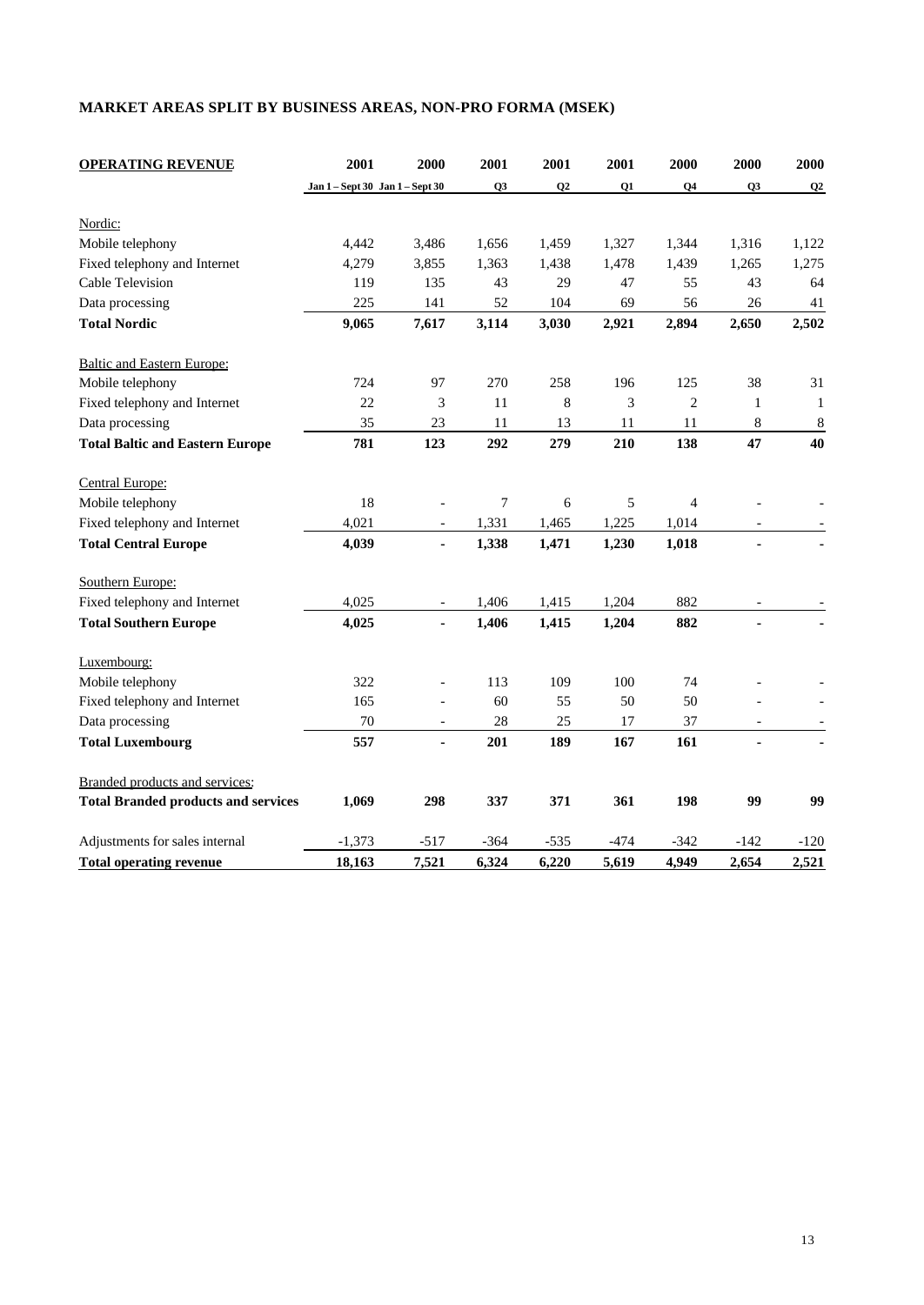## MARKET AREAS SPLIT BY BUSINESS AREAS, NON-PRO FORMA (MSEK)

| OPERATING REVENUE | 2001 | 2000 | 2001 | 2001 | 2001 | 2000 | 2000 | 2000 |
|---|---|---|---|---|---|---|---|---|
| | Jan 1 – Sept 30 | Jan 1 – Sept 30 | Q3 | Q2 | Q1 | Q4 | Q3 | Q2 |
| Nordic: | | | | | | | | |
| Mobile telephony | 4,442 | 3,486 | 1,656 | 1,459 | 1,327 | 1,344 | 1,316 | 1,122 |
| Fixed telephony and Internet | 4,279 | 3,855 | 1,363 | 1,438 | 1,478 | 1,439 | 1,265 | 1,275 |
| Cable Television | 119 | 135 | 43 | 29 | 47 | 55 | 43 | 64 |
| Data processing | 225 | 141 | 52 | 104 | 69 | 56 | 26 | 41 |
| **Total Nordic** | **9,065** | **7,617** | **3,114** | **3,030** | **2,921** | **2,894** | **2,650** | **2,502** |
| Baltic and Eastern Europe: | | | | | | | | |
| Mobile telephony | 724 | 97 | 270 | 258 | 196 | 125 | 38 | 31 |
| Fixed telephony and Internet | 22 | 3 | 11 | 8 | 3 | 2 | 1 | 1 |
| Data processing | 35 | 23 | 11 | 13 | 11 | 11 | 8 | 8 |
| **Total Baltic and Eastern Europe** | **781** | **123** | **292** | **279** | **210** | **138** | **47** | **40** |
| Central Europe: | | | | | | | | |
| Mobile telephony | 18 | - | 7 | 6 | 5 | 4 | - | - |
| Fixed telephony and Internet | 4,021 | - | 1,331 | 1,465 | 1,225 | 1,014 | - | - |
| **Total Central Europe** | **4,039** | **-** | **1,338** | **1,471** | **1,230** | **1,018** | **-** | **-** |
| Southern Europe: | | | | | | | | |
| Fixed telephony and Internet | 4,025 | - | 1,406 | 1,415 | 1,204 | 882 | - | - |
| **Total Southern Europe** | **4,025** | **-** | **1,406** | **1,415** | **1,204** | **882** | **-** | **-** |
| Luxembourg: | | | | | | | | |
| Mobile telephony | 322 | - | 113 | 109 | 100 | 74 | - | - |
| Fixed telephony and Internet | 165 | - | 60 | 55 | 50 | 50 | - | - |
| Data processing | 70 | - | 28 | 25 | 17 | 37 | - | - |
| **Total Luxembourg** | **557** | **-** | **201** | **189** | **167** | **161** | **-** | **-** |
| Branded products and services: | | | | | | | | |
| **Total Branded products and services** | **1,069** | **298** | **337** | **371** | **361** | **198** | **99** | **99** |
| Adjustments for sales internal | -1,373 | -517 | -364 | -535 | -474 | -342 | -142 | -120 |
| **Total operating revenue** | **18,163** | **7,521** | **6,324** | **6,220** | **5,619** | **4,949** | **2,654** | **2,521** |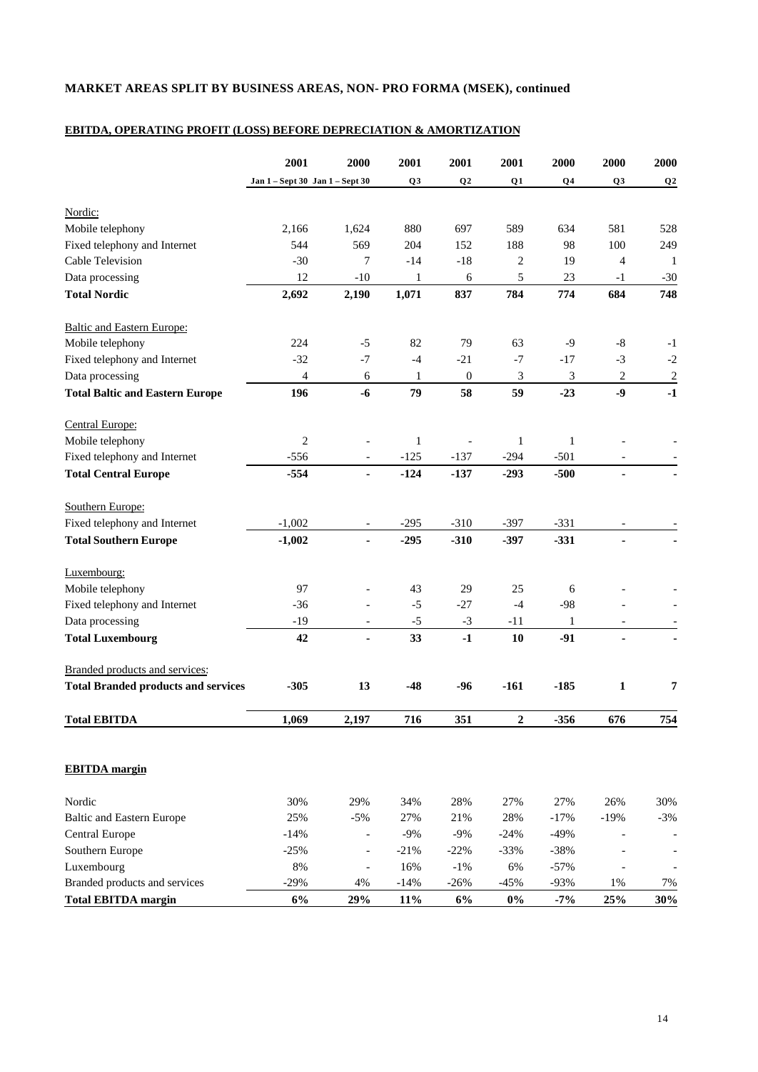## MARKET AREAS SPLIT BY BUSINESS AREAS, NON- PRO FORMA (MSEK), continued

### EBITDA, OPERATING PROFIT (LOSS) BEFORE DEPRECIATION & AMORTIZATION

| | 2001 | 2000 | 2001 | 2001 | 2001 | 2000 | 2000 | 2000 |
|---|---|---|---|---|---|---|---|---|
| | Jan 1 – Sept 30 | Jan 1 – Sept 30 | Q3 | Q2 | Q1 | Q4 | Q3 | Q2 |
| Nordic: | | | | | | | | |
| Mobile telephony | 2,166 | 1,624 | 880 | 697 | 589 | 634 | 581 | 528 |
| Fixed telephony and Internet | 544 | 569 | 204 | 152 | 188 | 98 | 100 | 249 |
| Cable Television | -30 | 7 | -14 | -18 | 2 | 19 | 4 | 1 |
| Data processing | 12 | -10 | 1 | 6 | 5 | 23 | -1 | -30 |
| **Total Nordic** | **2,692** | **2,190** | **1,071** | **837** | **784** | **774** | **684** | **748** |
| Baltic and Eastern Europe: | | | | | | | | |
| Mobile telephony | 224 | -5 | 82 | 79 | 63 | -9 | -8 | -1 |
| Fixed telephony and Internet | -32 | -7 | -4 | -21 | -7 | -17 | -3 | -2 |
| Data processing | 4 | 6 | 1 | 0 | 3 | 3 | 2 | 2 |
| **Total Baltic and Eastern Europe** | **196** | **-6** | **79** | **58** | **59** | **-23** | **-9** | **-1** |
| Central Europe: | | | | | | | | |
| Mobile telephony | 2 | - | 1 | - | 1 | 1 | - | - |
| Fixed telephony and Internet | -556 | - | -125 | -137 | -294 | -501 | - | - |
| **Total Central Europe** | **-554** | **-** | **-124** | **-137** | **-293** | **-500** | **-** | **-** |
| Southern Europe: | | | | | | | | |
| Fixed telephony and Internet | -1,002 | - | -295 | -310 | -397 | -331 | - | - |
| **Total Southern Europe** | **-1,002** | **-** | **-295** | **-310** | **-397** | **-331** | **-** | **-** |
| Luxembourg: | | | | | | | | |
| Mobile telephony | 97 | - | 43 | 29 | 25 | 6 | - | - |
| Fixed telephony and Internet | -36 | - | -5 | -27 | -4 | -98 | - | - |
| Data processing | -19 | - | -5 | -3 | -11 | 1 | - | - |
| **Total Luxembourg** | **42** | **-** | **33** | **-1** | **10** | **-91** | **-** | **-** |
| Branded products and services: | | | | | | | | |
| **Total Branded products and services** | **-305** | **13** | **-48** | **-96** | **-161** | **-185** | **1** | **7** |
| **Total EBITDA** | **1,069** | **2,197** | **716** | **351** | **2** | **-356** | **676** | **754** |

### EBITDA margin

| | 2001 Jan 1 – Sept 30 | 2000 Jan 1 – Sept 30 | 2001 Q3 | 2001 Q2 | 2001 Q1 | 2000 Q4 | 2000 Q3 | 2000 Q2 |
|---|---|---|---|---|---|---|---|---|
| Nordic | 30% | 29% | 34% | 28% | 27% | 27% | 26% | 30% |
| Baltic and Eastern Europe | 25% | -5% | 27% | 21% | 28% | -17% | -19% | -3% |
| Central Europe | -14% | - | -9% | -9% | -24% | -49% | - | - |
| Southern Europe | -25% | - | -21% | -22% | -33% | -38% | - | - |
| Luxembourg | 8% | - | 16% | -1% | 6% | -57% | - | - |
| Branded products and services | -29% | 4% | -14% | -26% | -45% | -93% | 1% | 7% |
| **Total EBITDA margin** | **6%** | **29%** | **11%** | **6%** | **0%** | **-7%** | **25%** | **30%** |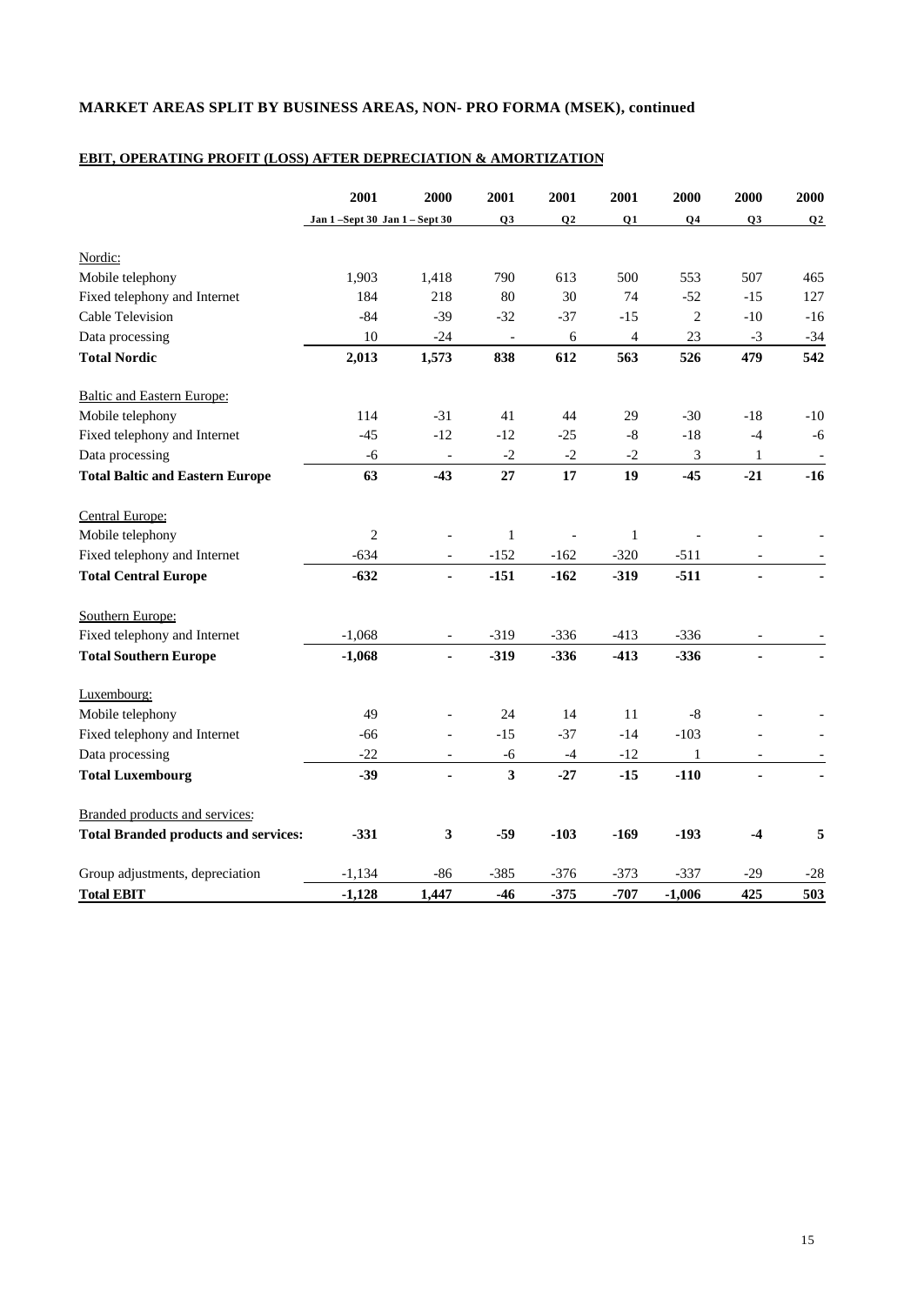## MARKET AREAS SPLIT BY BUSINESS AREAS, NON- PRO FORMA (MSEK), continued

### EBIT, OPERATING PROFIT (LOSS) AFTER DEPRECIATION & AMORTIZATION

| | 2001 | 2000 | 2001 | 2001 | 2001 | 2000 | 2000 | 2000 |
|---|---|---|---|---|---|---|---|---|
| | Jan 1 –Sept 30 | Jan 1 – Sept 30 | Q3 | Q2 | Q1 | Q4 | Q3 | Q2 |
| Nordic: | | | | | | | | |
| Mobile telephony | 1,903 | 1,418 | 790 | 613 | 500 | 553 | 507 | 465 |
| Fixed telephony and Internet | 184 | 218 | 80 | 30 | 74 | -52 | -15 | 127 |
| Cable Television | -84 | -39 | -32 | -37 | -15 | 2 | -10 | -16 |
| Data processing | 10 | -24 | - | 6 | 4 | 23 | -3 | -34 |
| **Total Nordic** | **2,013** | **1,573** | **838** | **612** | **563** | **526** | **479** | **542** |
| Baltic and Eastern Europe: | | | | | | | | |
| Mobile telephony | 114 | -31 | 41 | 44 | 29 | -30 | -18 | -10 |
| Fixed telephony and Internet | -45 | -12 | -12 | -25 | -8 | -18 | -4 | -6 |
| Data processing | -6 | - | -2 | -2 | -2 | 3 | 1 | - |
| **Total Baltic and Eastern Europe** | **63** | **-43** | **27** | **17** | **19** | **-45** | **-21** | **-16** |
| Central Europe: | | | | | | | | |
| Mobile telephony | 2 | - | 1 | - | 1 | - | - | - |
| Fixed telephony and Internet | -634 | - | -152 | -162 | -320 | -511 | - | - |
| **Total Central Europe** | **-632** | **-** | **-151** | **-162** | **-319** | **-511** | **-** | **-** |
| Southern Europe: | | | | | | | | |
| Fixed telephony and Internet | -1,068 | - | -319 | -336 | -413 | -336 | - | - |
| **Total Southern Europe** | **-1,068** | **-** | **-319** | **-336** | **-413** | **-336** | **-** | **-** |
| Luxembourg: | | | | | | | | |
| Mobile telephony | 49 | - | 24 | 14 | 11 | -8 | - | - |
| Fixed telephony and Internet | -66 | - | -15 | -37 | -14 | -103 | - | - |
| Data processing | -22 | - | -6 | -4 | -12 | 1 | - | - |
| **Total Luxembourg** | **-39** | **-** | **3** | **-27** | **-15** | **-110** | **-** | **-** |
| Branded products and services: | | | | | | | | |
| **Total Branded products and services:** | **-331** | **3** | **-59** | **-103** | **-169** | **-193** | **-4** | **5** |
| Group adjustments, depreciation | -1,134 | -86 | -385 | -376 | -373 | -337 | -29 | -28 |
| **Total EBIT** | **-1,128** | **1,447** | **-46** | **-375** | **-707** | **-1,006** | **425** | **503** |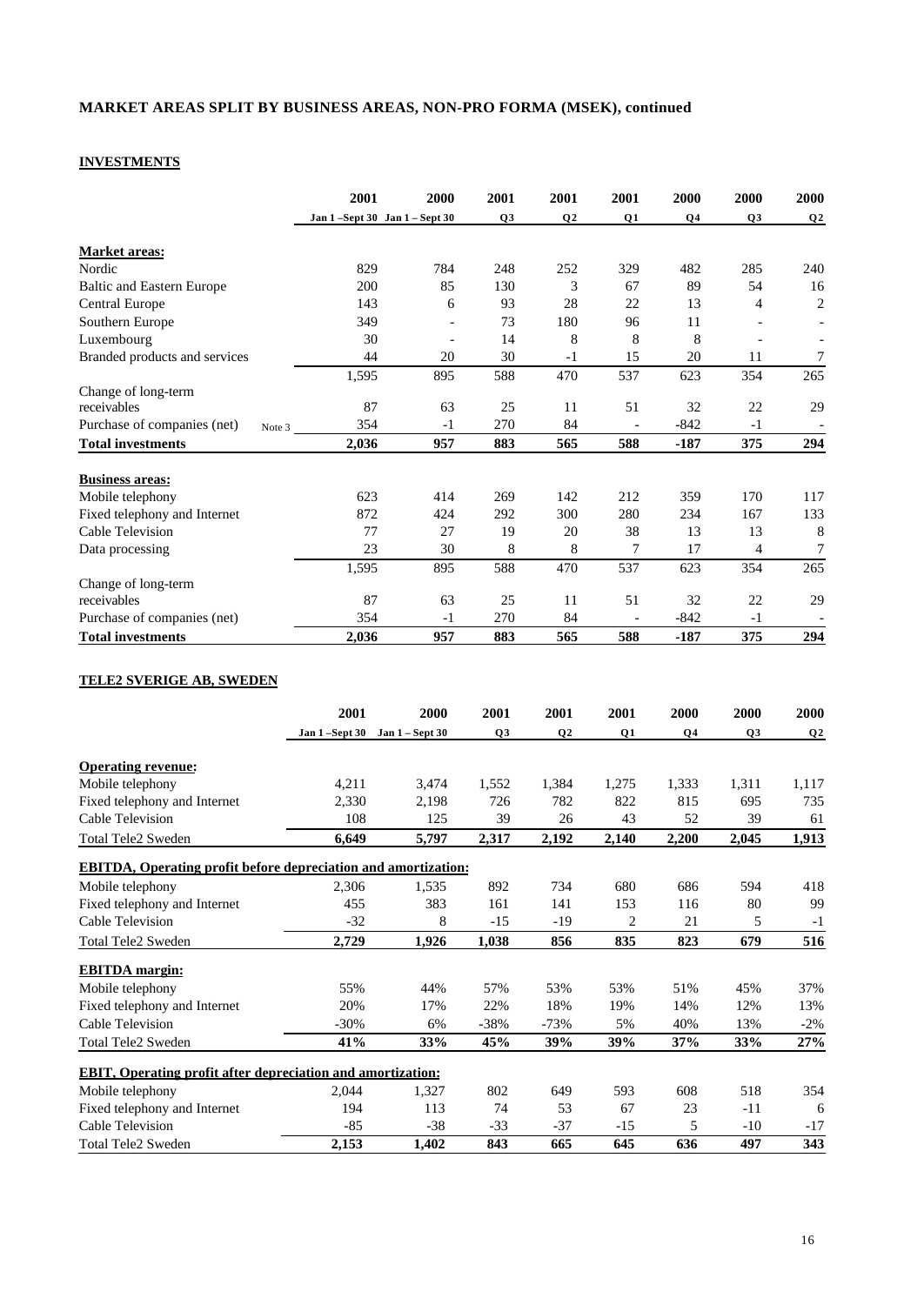## MARKET AREAS SPLIT BY BUSINESS AREAS, NON-PRO FORMA (MSEK), continued

### INVESTMENTS

| | 2001 | 2000 | 2001 | 2001 | 2001 | 2000 | 2000 | 2000 |
|---|---|---|---|---|---|---|---|---|
| | Jan 1 –Sept 30 | Jan 1 – Sept 30 | Q3 | Q2 | Q1 | Q4 | Q3 | Q2 |
| **Market areas:** | | | | | | | | |
| Nordic | 829 | 784 | 248 | 252 | 329 | 482 | 285 | 240 |
| Baltic and Eastern Europe | 200 | 85 | 130 | 3 | 67 | 89 | 54 | 16 |
| Central Europe | 143 | 6 | 93 | 28 | 22 | 13 | 4 | 2 |
| Southern Europe | 349 | - | 73 | 180 | 96 | 11 | - | - |
| Luxembourg | 30 | - | 14 | 8 | 8 | 8 | - | - |
| Branded products and services | 44 | 20 | 30 | -1 | 15 | 20 | 11 | 7 |
| | 1,595 | 895 | 588 | 470 | 537 | 623 | 354 | 265 |
| Change of long-term receivables | 87 | 63 | 25 | 11 | 51 | 32 | 22 | 29 |
| Purchase of companies (net) Note 3 | 354 | -1 | 270 | 84 | - | -842 | -1 | - |
| **Total investments** | **2,036** | **957** | **883** | **565** | **588** | **-187** | **375** | **294** |
| **Business areas:** | | | | | | | | |
| Mobile telephony | 623 | 414 | 269 | 142 | 212 | 359 | 170 | 117 |
| Fixed telephony and Internet | 872 | 424 | 292 | 300 | 280 | 234 | 167 | 133 |
| Cable Television | 77 | 27 | 19 | 20 | 38 | 13 | 13 | 8 |
| Data processing | 23 | 30 | 8 | 8 | 7 | 17 | 4 | 7 |
| | 1,595 | 895 | 588 | 470 | 537 | 623 | 354 | 265 |
| Change of long-term receivables | 87 | 63 | 25 | 11 | 51 | 32 | 22 | 29 |
| Purchase of companies (net) | 354 | -1 | 270 | 84 | - | -842 | -1 | - |
| **Total investments** | **2,036** | **957** | **883** | **565** | **588** | **-187** | **375** | **294** |

### TELE2 SVERIGE AB, SWEDEN

| | 2001 | 2000 | 2001 | 2001 | 2001 | 2000 | 2000 | 2000 |
|---|---|---|---|---|---|---|---|---|
| | Jan 1 –Sept 30 | Jan 1 – Sept 30 | Q3 | Q2 | Q1 | Q4 | Q3 | Q2 |
| **Operating revenue:** | | | | | | | | |
| Mobile telephony | 4,211 | 3,474 | 1,552 | 1,384 | 1,275 | 1,333 | 1,311 | 1,117 |
| Fixed telephony and Internet | 2,330 | 2,198 | 726 | 782 | 822 | 815 | 695 | 735 |
| Cable Television | 108 | 125 | 39 | 26 | 43 | 52 | 39 | 61 |
| Total Tele2 Sweden | **6,649** | **5,797** | **2,317** | **2,192** | **2,140** | **2,200** | **2,045** | **1,913** |
| **EBITDA, Operating profit before depreciation and amortization:** | | | | | | | | |
| Mobile telephony | 2,306 | 1,535 | 892 | 734 | 680 | 686 | 594 | 418 |
| Fixed telephony and Internet | 455 | 383 | 161 | 141 | 153 | 116 | 80 | 99 |
| Cable Television | -32 | 8 | -15 | -19 | 2 | 21 | 5 | -1 |
| Total Tele2 Sweden | **2,729** | **1,926** | **1,038** | **856** | **835** | **823** | **679** | **516** |
| **EBITDA margin:** | | | | | | | | |
| Mobile telephony | 55% | 44% | 57% | 53% | 53% | 51% | 45% | 37% |
| Fixed telephony and Internet | 20% | 17% | 22% | 18% | 19% | 14% | 12% | 13% |
| Cable Television | -30% | 6% | -38% | -73% | 5% | 40% | 13% | -2% |
| Total Tele2 Sweden | **41%** | **33%** | **45%** | **39%** | **39%** | **37%** | **33%** | **27%** |
| **EBIT, Operating profit after depreciation and amortization:** | | | | | | | | |
| Mobile telephony | 2,044 | 1,327 | 802 | 649 | 593 | 608 | 518 | 354 |
| Fixed telephony and Internet | 194 | 113 | 74 | 53 | 67 | 23 | -11 | 6 |
| Cable Television | -85 | -38 | -33 | -37 | -15 | 5 | -10 | -17 |
| Total Tele2 Sweden | **2,153** | **1,402** | **843** | **665** | **645** | **636** | **497** | **343** |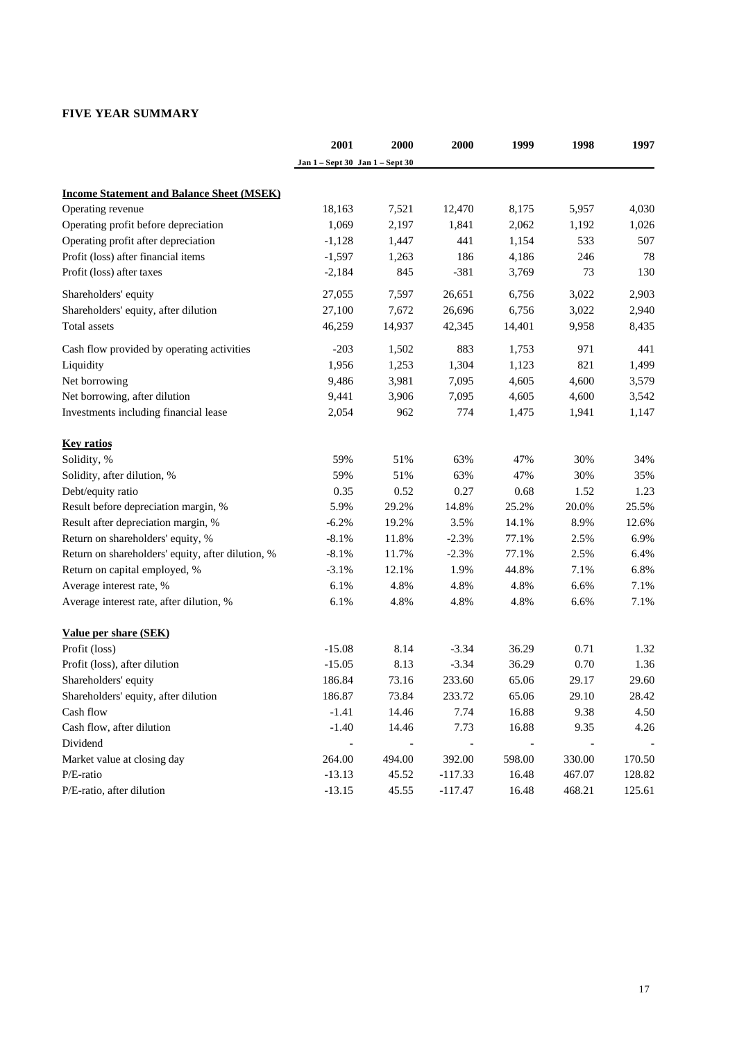**FIVE YEAR SUMMARY**

| | 2001 | 2000 | 2000 | 1999 | 1998 | 1997 |
|---|---|---|---|---|---|---|
| | Jan 1 – Sept 30 | Jan 1 – Sept 30 | | | | |
| **Income Statement and Balance Sheet (MSEK)** | | | | | | |
| Operating revenue | 18,163 | 7,521 | 12,470 | 8,175 | 5,957 | 4,030 |
| Operating profit before depreciation | 1,069 | 2,197 | 1,841 | 2,062 | 1,192 | 1,026 |
| Operating profit after depreciation | -1,128 | 1,447 | 441 | 1,154 | 533 | 507 |
| Profit (loss) after financial items | -1,597 | 1,263 | 186 | 4,186 | 246 | 78 |
| Profit (loss) after taxes | -2,184 | 845 | -381 | 3,769 | 73 | 130 |
| Shareholders' equity | 27,055 | 7,597 | 26,651 | 6,756 | 3,022 | 2,903 |
| Shareholders' equity, after dilution | 27,100 | 7,672 | 26,696 | 6,756 | 3,022 | 2,940 |
| Total assets | 46,259 | 14,937 | 42,345 | 14,401 | 9,958 | 8,435 |
| Cash flow provided by operating activities | -203 | 1,502 | 883 | 1,753 | 971 | 441 |
| Liquidity | 1,956 | 1,253 | 1,304 | 1,123 | 821 | 1,499 |
| Net borrowing | 9,486 | 3,981 | 7,095 | 4,605 | 4,600 | 3,579 |
| Net borrowing, after dilution | 9,441 | 3,906 | 7,095 | 4,605 | 4,600 | 3,542 |
| Investments including financial lease | 2,054 | 962 | 774 | 1,475 | 1,941 | 1,147 |
| **Key ratios** | | | | | | |
| Solidity, % | 59% | 51% | 63% | 47% | 30% | 34% |
| Solidity, after dilution, % | 59% | 51% | 63% | 47% | 30% | 35% |
| Debt/equity ratio | 0.35 | 0.52 | 0.27 | 0.68 | 1.52 | 1.23 |
| Result before depreciation margin, % | 5.9% | 29.2% | 14.8% | 25.2% | 20.0% | 25.5% |
| Result after depreciation margin, % | -6.2% | 19.2% | 3.5% | 14.1% | 8.9% | 12.6% |
| Return on shareholders' equity, % | -8.1% | 11.8% | -2.3% | 77.1% | 2.5% | 6.9% |
| Return on shareholders' equity, after dilution, % | -8.1% | 11.7% | -2.3% | 77.1% | 2.5% | 6.4% |
| Return on capital employed, % | -3.1% | 12.1% | 1.9% | 44.8% | 7.1% | 6.8% |
| Average interest rate, % | 6.1% | 4.8% | 4.8% | 4.8% | 6.6% | 7.1% |
| Average interest rate, after dilution, % | 6.1% | 4.8% | 4.8% | 4.8% | 6.6% | 7.1% |
| **Value per share (SEK)** | | | | | | |
| Profit (loss) | -15.08 | 8.14 | -3.34 | 36.29 | 0.71 | 1.32 |
| Profit (loss), after dilution | -15.05 | 8.13 | -3.34 | 36.29 | 0.70 | 1.36 |
| Shareholders' equity | 186.84 | 73.16 | 233.60 | 65.06 | 29.17 | 29.60 |
| Shareholders' equity, after dilution | 186.87 | 73.84 | 233.72 | 65.06 | 29.10 | 28.42 |
| Cash flow | -1.41 | 14.46 | 7.74 | 16.88 | 9.38 | 4.50 |
| Cash flow, after dilution | -1.40 | 14.46 | 7.73 | 16.88 | 9.35 | 4.26 |
| Dividend | - | - | - | - | - | - |
| Market value at closing day | 264.00 | 494.00 | 392.00 | 598.00 | 330.00 | 170.50 |
| P/E-ratio | -13.13 | 45.52 | -117.33 | 16.48 | 467.07 | 128.82 |
| P/E-ratio, after dilution | -13.15 | 45.55 | -117.47 | 16.48 | 468.21 | 125.61 |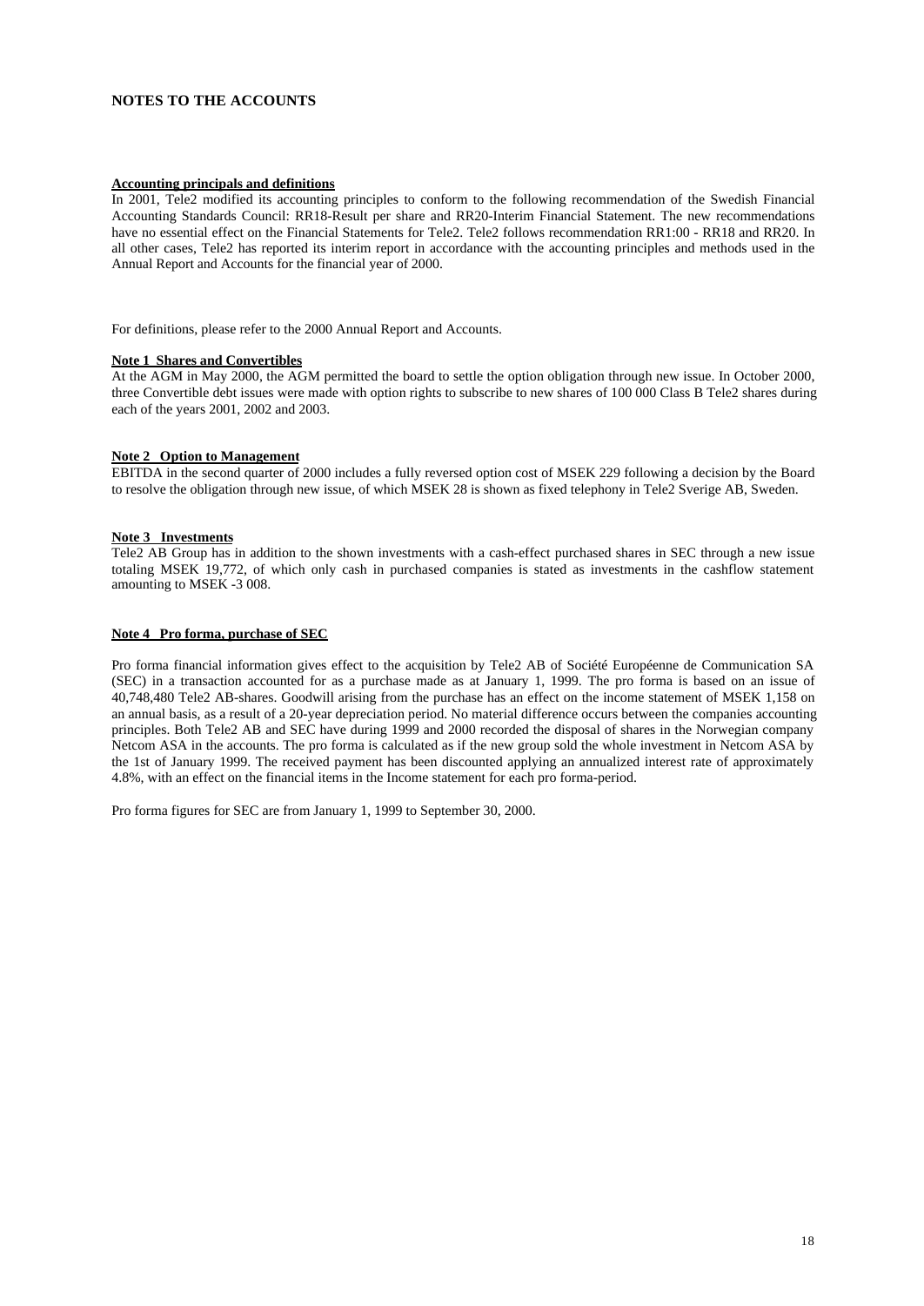# NOTES TO THE ACCOUNTS

**Accounting principals and definitions**

In 2001, Tele2 modified its accounting principles to conform to the following recommendation of the Swedish Financial Accounting Standards Council: RR18-Result per share and RR20-Interim Financial Statement. The new recommendations have no essential effect on the Financial Statements for Tele2. Tele2 follows recommendation RR1:00 - RR18 and RR20. In all other cases, Tele2 has reported its interim report in accordance with the accounting principles and methods used in the Annual Report and Accounts for the financial year of 2000.

For definitions, please refer to the 2000 Annual Report and Accounts.

**Note 1 Shares and Convertibles**

At the AGM in May 2000, the AGM permitted the board to settle the option obligation through new issue. In October 2000, three Convertible debt issues were made with option rights to subscribe to new shares of 100 000 Class B Tele2 shares during each of the years 2001, 2002 and 2003.

**Note 2 Option to Management**

EBITDA in the second quarter of 2000 includes a fully reversed option cost of MSEK 229 following a decision by the Board to resolve the obligation through new issue, of which MSEK 28 is shown as fixed telephony in Tele2 Sverige AB, Sweden.

**Note 3 Investments**

Tele2 AB Group has in addition to the shown investments with a cash-effect purchased shares in SEC through a new issue totaling MSEK 19,772, of which only cash in purchased companies is stated as investments in the cashflow statement amounting to MSEK -3 008.

**Note 4 Pro forma, purchase of SEC**

Pro forma financial information gives effect to the acquisition by Tele2 AB of Société Européenne de Communication SA (SEC) in a transaction accounted for as a purchase made as at January 1, 1999. The pro forma is based on an issue of 40,748,480 Tele2 AB-shares. Goodwill arising from the purchase has an effect on the income statement of MSEK 1,158 on an annual basis, as a result of a 20-year depreciation period. No material difference occurs between the companies accounting principles. Both Tele2 AB and SEC have during 1999 and 2000 recorded the disposal of shares in the Norwegian company Netcom ASA in the accounts. The pro forma is calculated as if the new group sold the whole investment in Netcom ASA by the 1st of January 1999. The received payment has been discounted applying an annualized interest rate of approximately 4.8%, with an effect on the financial items in the Income statement for each pro forma-period.

Pro forma figures for SEC are from January 1, 1999 to September 30, 2000.